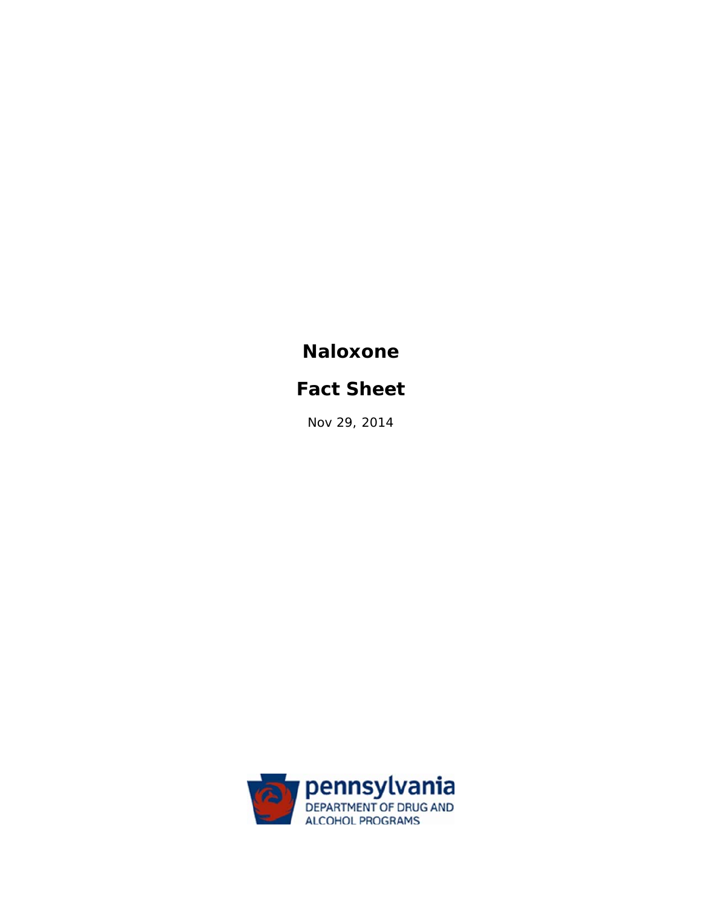# Naloxone

# Fact Sheet

Nov 29, 2014

pennsylvania
DEPARTMENT OF DRUG AND ALCOHOL PROGRAMS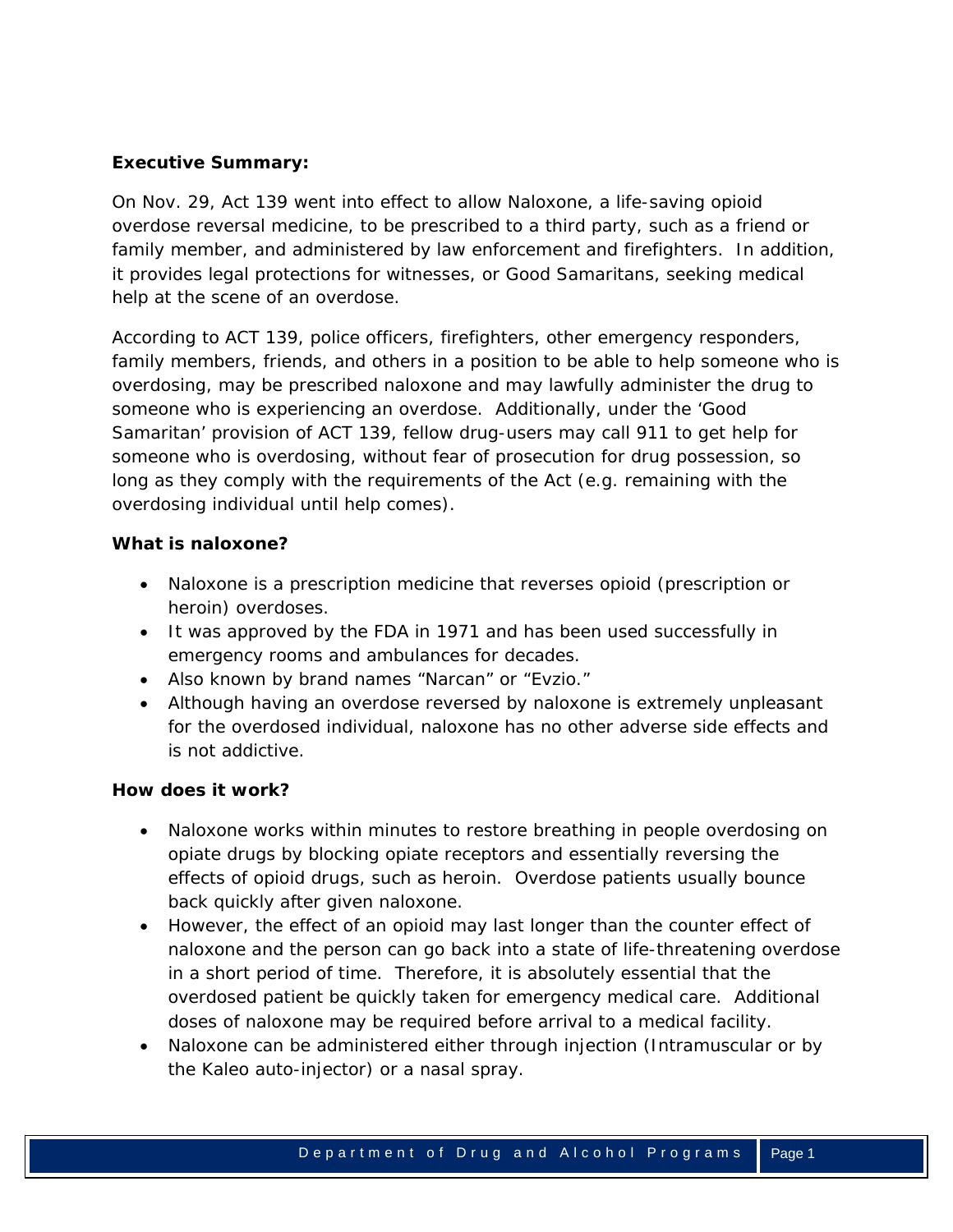**Executive Summary:**

On Nov. 29, Act 139 went into effect to allow Naloxone, a life-saving opioid overdose reversal medicine, to be prescribed to a third party, such as a friend or family member, and administered by law enforcement and firefighters. In addition, it provides legal protections for witnesses, or Good Samaritans, seeking medical help at the scene of an overdose.

According to ACT 139, police officers, firefighters, other emergency responders, family members, friends, and others in a position to be able to help someone who is overdosing, may be prescribed naloxone and may lawfully administer the drug to someone who is experiencing an overdose. Additionally, under the 'Good Samaritan' provision of ACT 139, fellow drug-users may call 911 to get help for someone who is overdosing, without fear of prosecution for drug possession, so long as they comply with the requirements of the Act (e.g. remaining with the overdosing individual until help comes).

**What is naloxone?**

- Naloxone is a prescription medicine that reverses opioid (prescription or heroin) overdoses.
- It was approved by the FDA in 1971 and has been used successfully in emergency rooms and ambulances for decades.
- Also known by brand names "Narcan" or "Evzio."
- Although having an overdose reversed by naloxone is extremely unpleasant for the overdosed individual, naloxone has no other adverse side effects and is not addictive.

**How does it work?**

- Naloxone works within minutes to restore breathing in people overdosing on opiate drugs by blocking opiate receptors and essentially reversing the effects of opioid drugs, such as heroin. Overdose patients usually bounce back quickly after given naloxone.
- However, the effect of an opioid may last longer than the counter effect of naloxone and the person can go back into a state of life-threatening overdose in a short period of time. Therefore, it is absolutely essential that the overdosed patient be quickly taken for emergency medical care. Additional doses of naloxone may be required before arrival to a medical facility.
- Naloxone can be administered either through injection (Intramuscular or by the Kaleo auto-injector) or a nasal spray.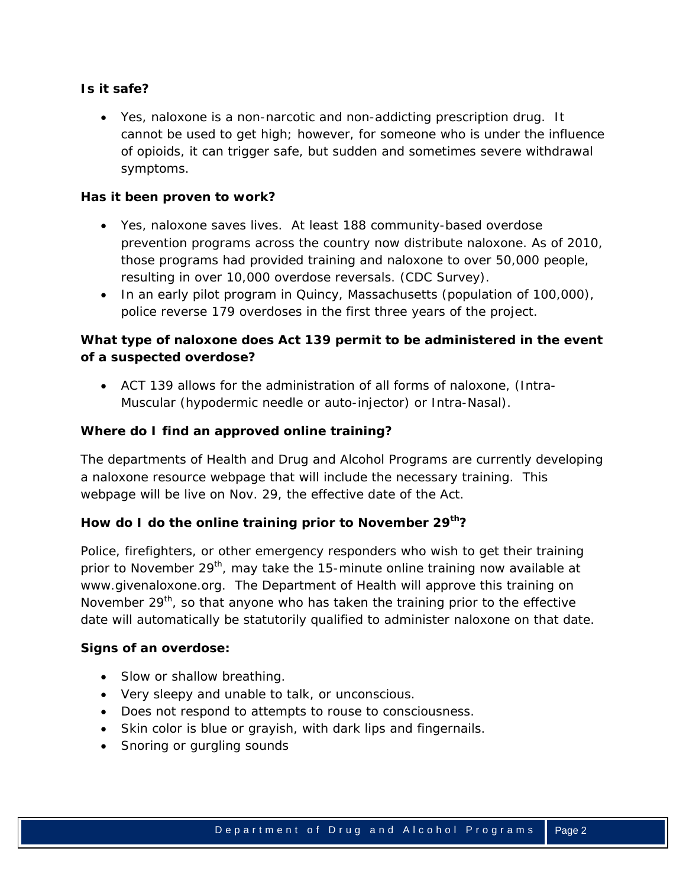**Is it safe?**

- Yes, naloxone is a non-narcotic and non-addicting prescription drug. It cannot be used to get high; however, for someone who is under the influence of opioids, it can trigger safe, but sudden and sometimes severe withdrawal symptoms.

**Has it been proven to work?**

- Yes, naloxone saves lives. At least 188 community-based overdose prevention programs across the country now distribute naloxone. As of 2010, those programs had provided training and naloxone to over 50,000 people, resulting in over 10,000 overdose reversals. (CDC Survey).
- In an early pilot program in Quincy, Massachusetts (population of 100,000), police reverse 179 overdoses in the first three years of the project.

**What type of naloxone does Act 139 permit to be administered in the event of a suspected overdose?**

- ACT 139 allows for the administration of all forms of naloxone, (Intra-Muscular (hypodermic needle or auto-injector) or Intra-Nasal).

**Where do I find an approved online training?**

The departments of Health and Drug and Alcohol Programs are currently developing a naloxone resource webpage that will include the necessary training. This webpage will be live on Nov. 29, the effective date of the Act.

**How do I do the online training prior to November 29th?**

Police, firefighters, or other emergency responders who wish to get their training prior to November 29th, may take the 15-minute online training now available at www.givenaloxone.org. The Department of Health will approve this training on November 29th, so that anyone who has taken the training prior to the effective date will automatically be statutorily qualified to administer naloxone on that date.

**Signs of an overdose:**

- Slow or shallow breathing.
- Very sleepy and unable to talk, or unconscious.
- Does not respond to attempts to rouse to consciousness.
- Skin color is blue or grayish, with dark lips and fingernails.
- Snoring or gurgling sounds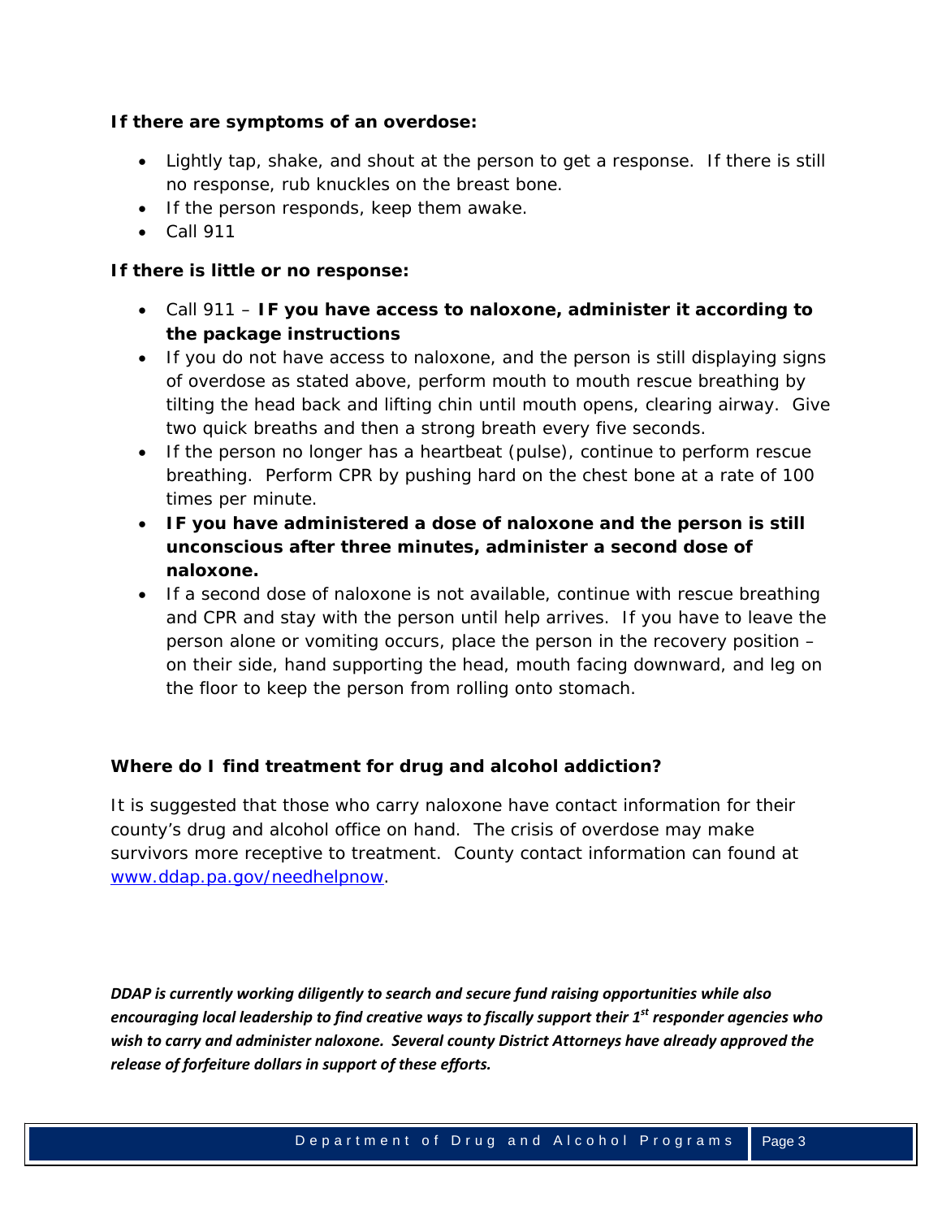**If there are symptoms of an overdose:**

- Lightly tap, shake, and shout at the person to get a response. If there is still no response, rub knuckles on the breast bone.
- If the person responds, keep them awake.
- Call 911

**If there is little or no response:**

- Call 911 – **IF you have access to naloxone, administer it according to the package instructions**
- If you do not have access to naloxone, and the person is still displaying signs of overdose as stated above, perform mouth to mouth rescue breathing by tilting the head back and lifting chin until mouth opens, clearing airway. Give two quick breaths and then a strong breath every five seconds.
- If the person no longer has a heartbeat (pulse), continue to perform rescue breathing. Perform CPR by pushing hard on the chest bone at a rate of 100 times per minute.
- **IF you have administered a dose of naloxone and the person is still unconscious after three minutes, administer a second dose of naloxone.**
- If a second dose of naloxone is not available, continue with rescue breathing and CPR and stay with the person until help arrives. If you have to leave the person alone or vomiting occurs, place the person in the recovery position – on their side, hand supporting the head, mouth facing downward, and leg on the floor to keep the person from rolling onto stomach.

**Where do I find treatment for drug and alcohol addiction?**

It is suggested that those who carry naloxone have contact information for their county's drug and alcohol office on hand. The crisis of overdose may make survivors more receptive to treatment. County contact information can found at www.ddap.pa.gov/needhelpnow.

***DDAP is currently working diligently to search and secure fund raising opportunities while also encouraging local leadership to find creative ways to fiscally support their 1st responder agencies who wish to carry and administer naloxone. Several county District Attorneys have already approved the release of forfeiture dollars in support of these efforts.***